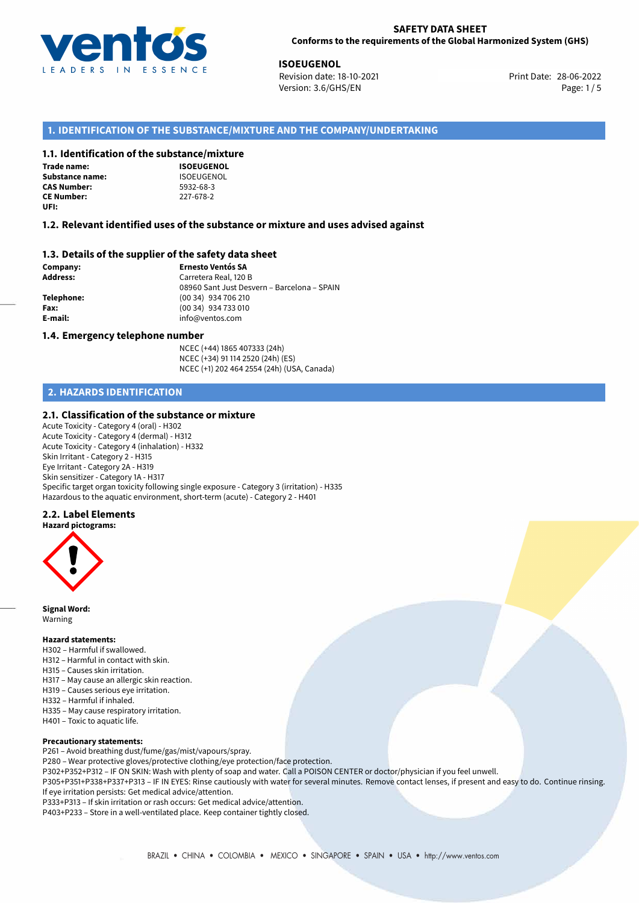# SAFETY DATA SHEET

**Conforms to the requirements of the Global Harmonized System (GHS)**

**ISOEUGENOL**
Revision date: 18-10-2021
Version: 3.6/GHS/EN
Print Date: 28-06-2022

## 1. IDENTIFICATION OF THE SUBSTANCE/MIXTURE AND THE COMPANY/UNDERTAKING

### 1.1. Identification of the substance/mixture

**Trade name:** **ISOEUGENOL**
**Substance name:** ISOEUGENOL
**CAS Number:** 5932-68-3
**CE Number:** 227-678-2
**UFI:**

### 1.2. Relevant identified uses of the substance or mixture and uses advised against

### 1.3. Details of the supplier of the safety data sheet

**Company:** **Ernesto Ventós SA**
**Address:** Carretera Real, 120 B
08960 Sant Just Desvern – Barcelona – SPAIN
**Telephone:** (00 34) 934 706 210
**Fax:** (00 34) 934 733 010
**E-mail:** info@ventos.com

### 1.4. Emergency telephone number

NCEC (+44) 1865 407333 (24h)
NCEC (+34) 91 114 2520 (24h) (ES)
NCEC (+1) 202 464 2554 (24h) (USA, Canada)

## 2. HAZARDS IDENTIFICATION

### 2.1. Classification of the substance or mixture

Acute Toxicity - Category 4 (oral) - H302
Acute Toxicity - Category 4 (dermal) - H312
Acute Toxicity - Category 4 (inhalation) - H332
Skin Irritant - Category 2 - H315
Eye Irritant - Category 2A - H319
Skin sensitizer - Category 1A - H317
Specific target organ toxicity following single exposure - Category 3 (irritation) - H335
Hazardous to the aquatic environment, short-term (acute) - Category 2 - H401

### 2.2. Label Elements

**Hazard pictograms:**

**Signal Word:**
Warning

**Hazard statements:**
H302 – Harmful if swallowed.
H312 – Harmful in contact with skin.
H315 – Causes skin irritation.
H317 – May cause an allergic skin reaction.
H319 – Causes serious eye irritation.
H332 – Harmful if inhaled.
H335 – May cause respiratory irritation.
H401 – Toxic to aquatic life.

**Precautionary statements:**
P261 – Avoid breathing dust/fume/gas/mist/vapours/spray.
P280 – Wear protective gloves/protective clothing/eye protection/face protection.
P302+P352+P312 – IF ON SKIN: Wash with plenty of soap and water. Call a POISON CENTER or doctor/physician if you feel unwell.
P305+P351+P338+P337+P313 – IF IN EYES: Rinse cautiously with water for several minutes. Remove contact lenses, if present and easy to do. Continue rinsing. If eye irritation persists: Get medical advice/attention.
P333+P313 – If skin irritation or rash occurs: Get medical advice/attention.
P403+P233 – Store in a well-ventilated place. Keep container tightly closed.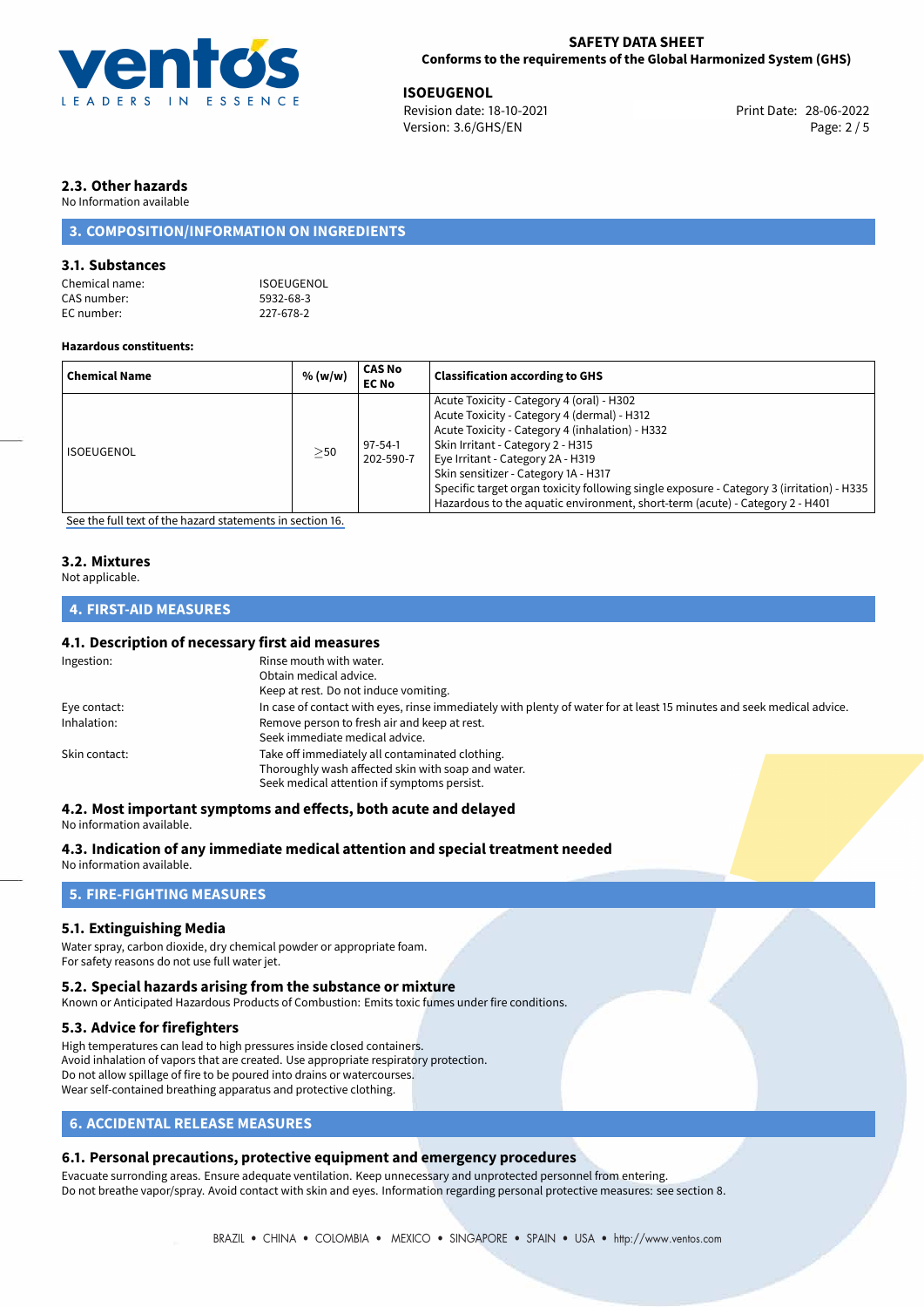## 2.3. Other hazards

No Information available

## 3. COMPOSITION/INFORMATION ON INGREDIENTS

### 3.1. Substances

Chemical name: ISOEUGENOL
CAS number: 5932-68-3
EC number: 227-678-2

**Hazardous constituents:**

| Chemical Name | % (w/w) | CAS No EC No | Classification according to GHS |
|---|---|---|---|
| ISOEUGENOL | ≥50 | 97-54-1 202-590-7 | Acute Toxicity - Category 4 (oral) - H302<br>Acute Toxicity - Category 4 (dermal) - H312<br>Acute Toxicity - Category 4 (inhalation) - H332<br>Skin Irritant - Category 2 - H315<br>Eye Irritant - Category 2A - H319<br>Skin sensitizer - Category 1A - H317<br>Specific target organ toxicity following single exposure - Category 3 (irritation) - H335<br>Hazardous to the aquatic environment, short-term (acute) - Category 2 - H401 |

See the full text of the hazard statements in section 16.

### 3.2. Mixtures

Not applicable.

## 4. FIRST-AID MEASURES

### 4.1. Description of necessary first aid measures

Ingestion: Rinse mouth with water.
Obtain medical advice.
Keep at rest. Do not induce vomiting.

Eye contact: In case of contact with eyes, rinse immediately with plenty of water for at least 15 minutes and seek medical advice.

Inhalation: Remove person to fresh air and keep at rest.
Seek immediate medical advice.

Skin contact: Take off immediately all contaminated clothing.
Thoroughly wash affected skin with soap and water.
Seek medical attention if symptoms persist.

### 4.2. Most important symptoms and effects, both acute and delayed

No information available.

### 4.3. Indication of any immediate medical attention and special treatment needed

No information available.

## 5. FIRE-FIGHTING MEASURES

### 5.1. Extinguishing Media

Water spray, carbon dioxide, dry chemical powder or appropriate foam.
For safety reasons do not use full water jet.

### 5.2. Special hazards arising from the substance or mixture

Known or Anticipated Hazardous Products of Combustion: Emits toxic fumes under fire conditions.

### 5.3. Advice for firefighters

High temperatures can lead to high pressures inside closed containers.
Avoid inhalation of vapors that are created. Use appropriate respiratory protection.
Do not allow spillage of fire to be poured into drains or watercourses.
Wear self-contained breathing apparatus and protective clothing.

## 6. ACCIDENTAL RELEASE MEASURES

### 6.1. Personal precautions, protective equipment and emergency procedures

Evacuate surrounding areas. Ensure adequate ventilation. Keep unnecessary and unprotected personnel from entering.
Do not breathe vapor/spray. Avoid contact with skin and eyes. Information regarding personal protective measures: see section 8.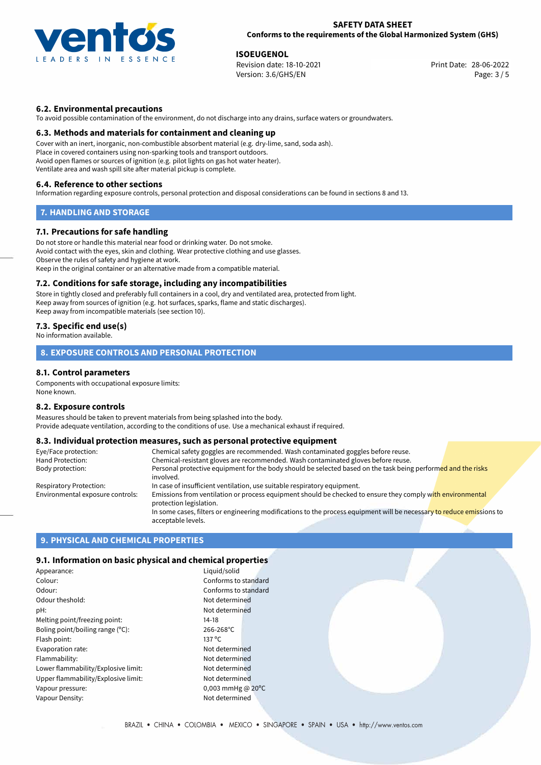### 6.2. Environmental precautions

To avoid possible contamination of the environment, do not discharge into any drains, surface waters or groundwaters.

### 6.3. Methods and materials for containment and cleaning up

Cover with an inert, inorganic, non-combustible absorbent material (e.g. dry-lime, sand, soda ash).
Place in covered containers using non-sparking tools and transport outdoors.
Avoid open flames or sources of ignition (e.g. pilot lights on gas hot water heater).
Ventilate area and wash spill site after material pickup is complete.

### 6.4. Reference to other sections

Information regarding exposure controls, personal protection and disposal considerations can be found in sections 8 and 13.

## 7. HANDLING AND STORAGE

### 7.1. Precautions for safe handling

Do not store or handle this material near food or drinking water. Do not smoke.
Avoid contact with the eyes, skin and clothing. Wear protective clothing and use glasses.
Observe the rules of safety and hygiene at work.
Keep in the original container or an alternative made from a compatible material.

### 7.2. Conditions for safe storage, including any incompatibilities

Store in tightly closed and preferably full containers in a cool, dry and ventilated area, protected from light.
Keep away from sources of ignition (e.g. hot surfaces, sparks, flame and static discharges).
Keep away from incompatible materials (see section 10).

### 7.3. Specific end use(s)

No information available.

## 8. EXPOSURE CONTROLS AND PERSONAL PROTECTION

### 8.1. Control parameters

Components with occupational exposure limits:
None known.

### 8.2. Exposure controls

Measures should be taken to prevent materials from being splashed into the body.
Provide adequate ventilation, according to the conditions of use. Use a mechanical exhaust if required.

### 8.3. Individual protection measures, such as personal protective equipment

| | |
|---|---|
| Eye/Face protection: | Chemical safety goggles are recommended. Wash contaminated goggles before reuse. |
| Hand Protection: | Chemical-resistant gloves are recommended. Wash contaminated gloves before reuse. |
| Body protection: | Personal protective equipment for the body should be selected based on the task being performed and the risks involved. |
| Respiratory Protection: | In case of insufficient ventilation, use suitable respiratory equipment. |
| Environmental exposure controls: | Emissions from ventilation or process equipment should be checked to ensure they comply with environmental protection legislation. In some cases, filters or engineering modifications to the process equipment will be necessary to reduce emissions to acceptable levels. |

## 9. PHYSICAL AND CHEMICAL PROPERTIES

### 9.1. Information on basic physical and chemical properties

| | |
|---|---|
| Appearance: | Liquid/solid |
| Colour: | Conforms to standard |
| Odour: | Conforms to standard |
| Odour theshold: | Not determined |
| pH: | Not determined |
| Melting point/freezing point: | 14-18 |
| Boling point/boiling range (°C): | 266-268°C |
| Flash point: | 137 °C |
| Evaporation rate: | Not determined |
| Flammability: | Not determined |
| Lower flammability/Explosive limit: | Not determined |
| Upper flammability/Explosive limit: | Not determined |
| Vapour pressure: | 0,003 mmHg @ 20°C |
| Vapour Density: | Not determined |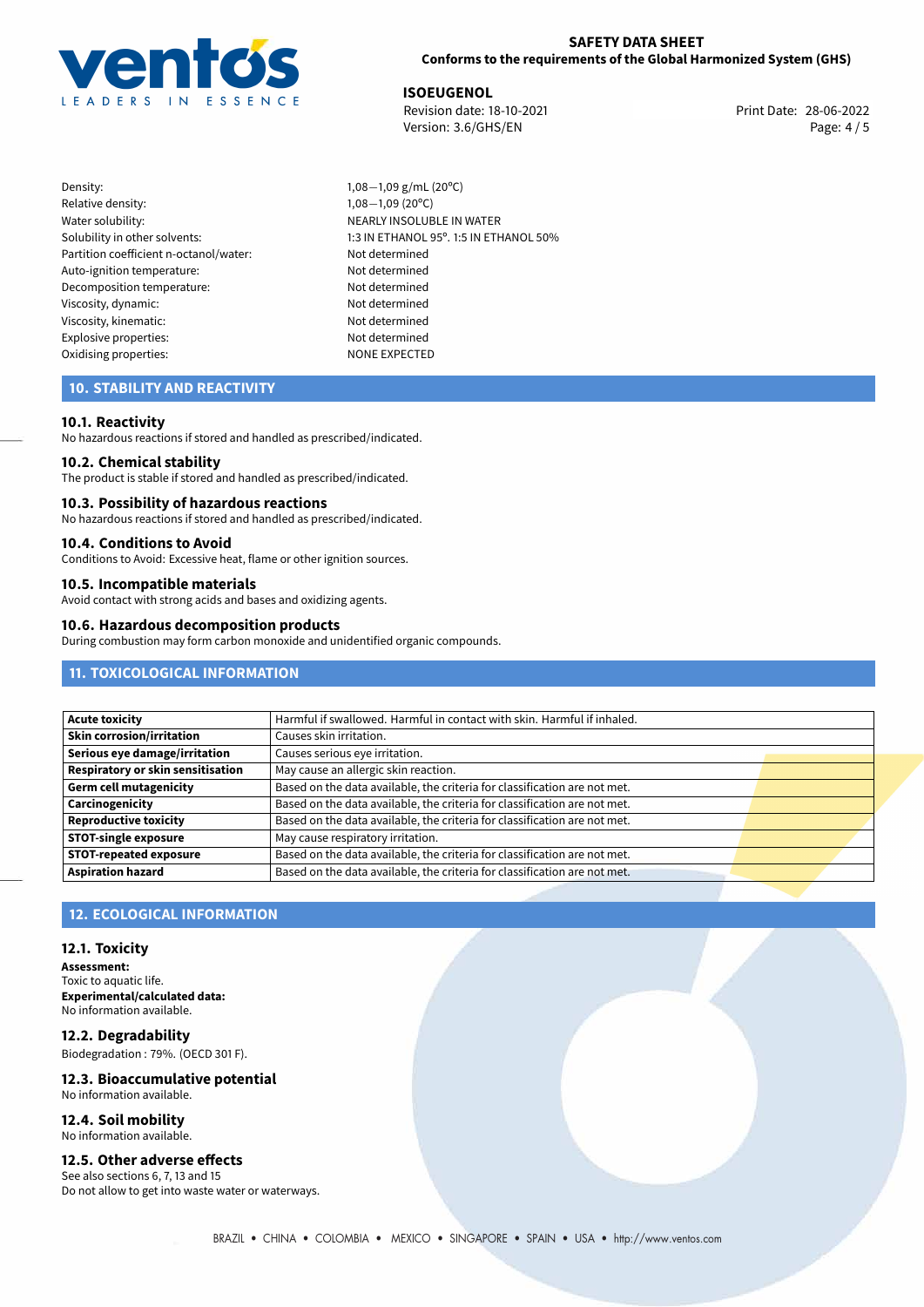| | |
|---|---|
| Density: | 1,08—1,09 g/mL (20°C) |
| Relative density: | 1,08—1,09 (20°C) |
| Water solubility: | NEARLY INSOLUBLE IN WATER |
| Solubility in other solvents: | 1:3 IN ETHANOL 95°. 1:5 IN ETHANOL 50% |
| Partition coefficient n-octanol/water: | Not determined |
| Auto-ignition temperature: | Not determined |
| Decomposition temperature: | Not determined |
| Viscosity, dynamic: | Not determined |
| Viscosity, kinematic: | Not determined |
| Explosive properties: | Not determined |
| Oxidising properties: | NONE EXPECTED |

## 10. STABILITY AND REACTIVITY

### 10.1. Reactivity

No hazardous reactions if stored and handled as prescribed/indicated.

### 10.2. Chemical stability

The product is stable if stored and handled as prescribed/indicated.

### 10.3. Possibility of hazardous reactions

No hazardous reactions if stored and handled as prescribed/indicated.

### 10.4. Conditions to Avoid

Conditions to Avoid: Excessive heat, flame or other ignition sources.

### 10.5. Incompatible materials

Avoid contact with strong acids and bases and oxidizing agents.

### 10.6. Hazardous decomposition products

During combustion may form carbon monoxide and unidentified organic compounds.

## 11. TOXICOLOGICAL INFORMATION

| | |
|---|---|
| **Acute toxicity** | Harmful if swallowed. Harmful in contact with skin. Harmful if inhaled. |
| **Skin corrosion/irritation** | Causes skin irritation. |
| **Serious eye damage/irritation** | Causes serious eye irritation. |
| **Respiratory or skin sensitisation** | May cause an allergic skin reaction. |
| **Germ cell mutagenicity** | Based on the data available, the criteria for classification are not met. |
| **Carcinogenicity** | Based on the data available, the criteria for classification are not met. |
| **Reproductive toxicity** | Based on the data available, the criteria for classification are not met. |
| **STOT-single exposure** | May cause respiratory irritation. |
| **STOT-repeated exposure** | Based on the data available, the criteria for classification are not met. |
| **Aspiration hazard** | Based on the data available, the criteria for classification are not met. |

## 12. ECOLOGICAL INFORMATION

### 12.1. Toxicity

**Assessment:**
Toxic to aquatic life.
**Experimental/calculated data:**
No information available.

### 12.2. Degradability

Biodegradation : 79%. (OECD 301 F).

### 12.3. Bioaccumulative potential

No information available.

### 12.4. Soil mobility

No information available.

### 12.5. Other adverse effects

See also sections 6, 7, 13 and 15
Do not allow to get into waste water or waterways.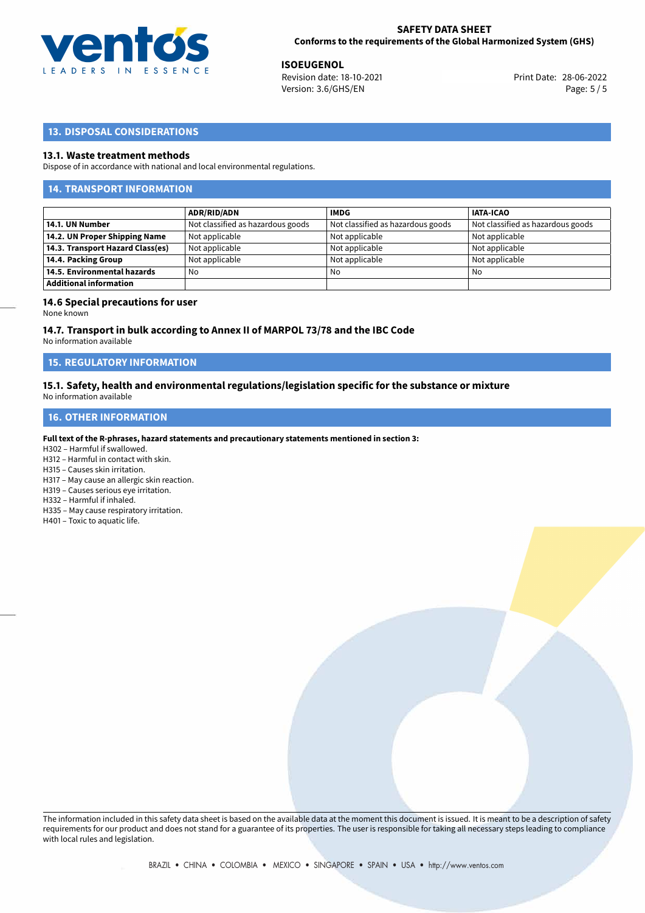## 13. DISPOSAL CONSIDERATIONS

### 13.1. Waste treatment methods

Dispose of in accordance with national and local environmental regulations.

## 14. TRANSPORT INFORMATION

| | ADR/RID/ADN | IMDG | IATA-ICAO |
|---|---|---|---|
| **14.1. UN Number** | Not classified as hazardous goods | Not classified as hazardous goods | Not classified as hazardous goods |
| **14.2. UN Proper Shipping Name** | Not applicable | Not applicable | Not applicable |
| **14.3. Transport Hazard Class(es)** | Not applicable | Not applicable | Not applicable |
| **14.4. Packing Group** | Not applicable | Not applicable | Not applicable |
| **14.5. Environmental hazards** | No | No | No |
| **Additional information** | | | |

### 14.6 Special precautions for user

None known

### 14.7. Transport in bulk according to Annex II of MARPOL 73/78 and the IBC Code

No information available

## 15. REGULATORY INFORMATION

### 15.1. Safety, health and environmental regulations/legislation specific for the substance or mixture

No information available

## 16. OTHER INFORMATION

**Full text of the R-phrases, hazard statements and precautionary statements mentioned in section 3:**

H302 – Harmful if swallowed.
H312 – Harmful in contact with skin.
H315 – Causes skin irritation.
H317 – May cause an allergic skin reaction.
H319 – Causes serious eye irritation.
H332 – Harmful if inhaled.
H335 – May cause respiratory irritation.
H401 – Toxic to aquatic life.

The information included in this safety data sheet is based on the available data at the moment this document is issued. It is meant to be a description of safety requirements for our product and does not stand for a guarantee of its properties. The user is responsible for taking all necessary steps leading to compliance with local rules and legislation.